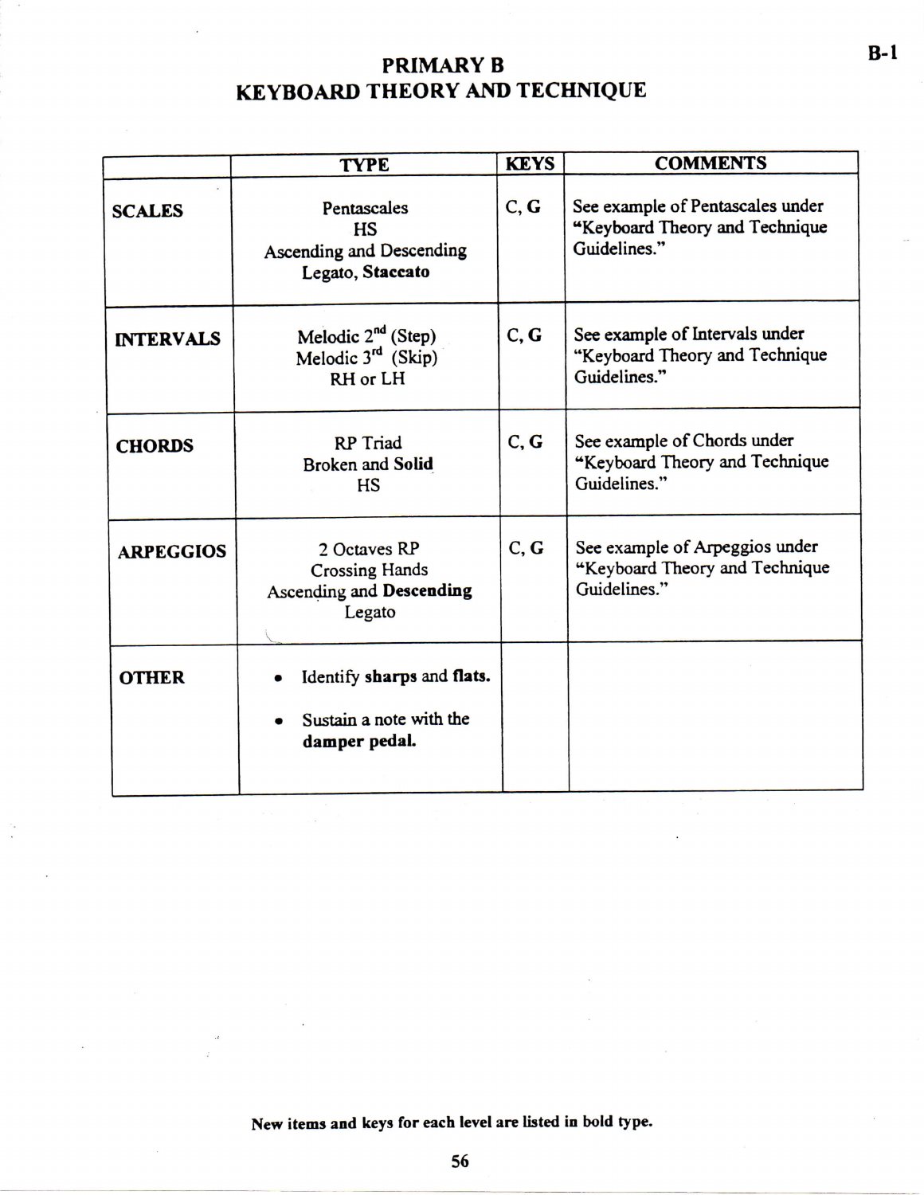# PRIMARY B
# KEYBOARD THEORY AND TECHNIQUE

B-1

| | TYPE | KEYS | COMMENTS |
|---|---|---|---|
| **SCALES** | Pentascales<br>HS<br>Ascending and Descending<br>Legato, **Staccato** | C, **G** | See example of Pentascales under "Keyboard Theory and Technique Guidelines." |
| **INTERVALS** | Melodic 2nd (Step)<br>Melodic 3rd (Skip)<br>RH or LH | C, **G** | See example of Intervals under "Keyboard Theory and Technique Guidelines." |
| **CHORDS** | RP Triad<br>Broken and **Solid**<br>HS | C, **G** | See example of Chords under "Keyboard Theory and Technique Guidelines." |
| **ARPEGGIOS** | 2 Octaves RP<br>Crossing Hands<br>Ascending and **Descending**<br>Legato | C, **G** | See example of Arpeggios under "Keyboard Theory and Technique Guidelines." |
| **OTHER** | • Identify **sharps** and **flats.**<br>• Sustain a note with the **damper pedal.** | | |

**New items and keys for each level are listed in bold type.**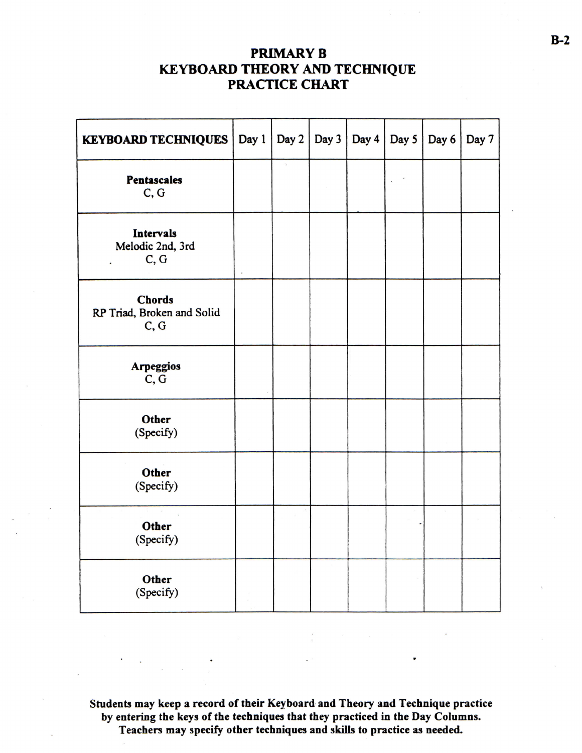# PRIMARY B
# KEYBOARD THEORY AND TECHNIQUE
# PRACTICE CHART

| KEYBOARD TECHNIQUES | Day 1 | Day 2 | Day 3 | Day 4 | Day 5 | Day 6 | Day 7 |
|---|---|---|---|---|---|---|---|
| **Pentascales**<br>C, G | | | | | | | |
| **Intervals**<br>Melodic 2nd, 3rd<br>C, G | | | | | | | |
| **Chords**<br>RP Triad, Broken and Solid<br>C, G | | | | | | | |
| **Arpeggios**<br>C, G | | | | | | | |
| **Other**<br>(Specify) | | | | | | | |
| **Other**<br>(Specify) | | | | | | | |
| **Other**<br>(Specify) | | | | | | | |
| **Other**<br>(Specify) | | | | | | | |

**Students may keep a record of their Keyboard and Theory and Technique practice by entering the keys of the techniques that they practiced in the Day Columns. Teachers may specify other techniques and skills to practice as needed.**